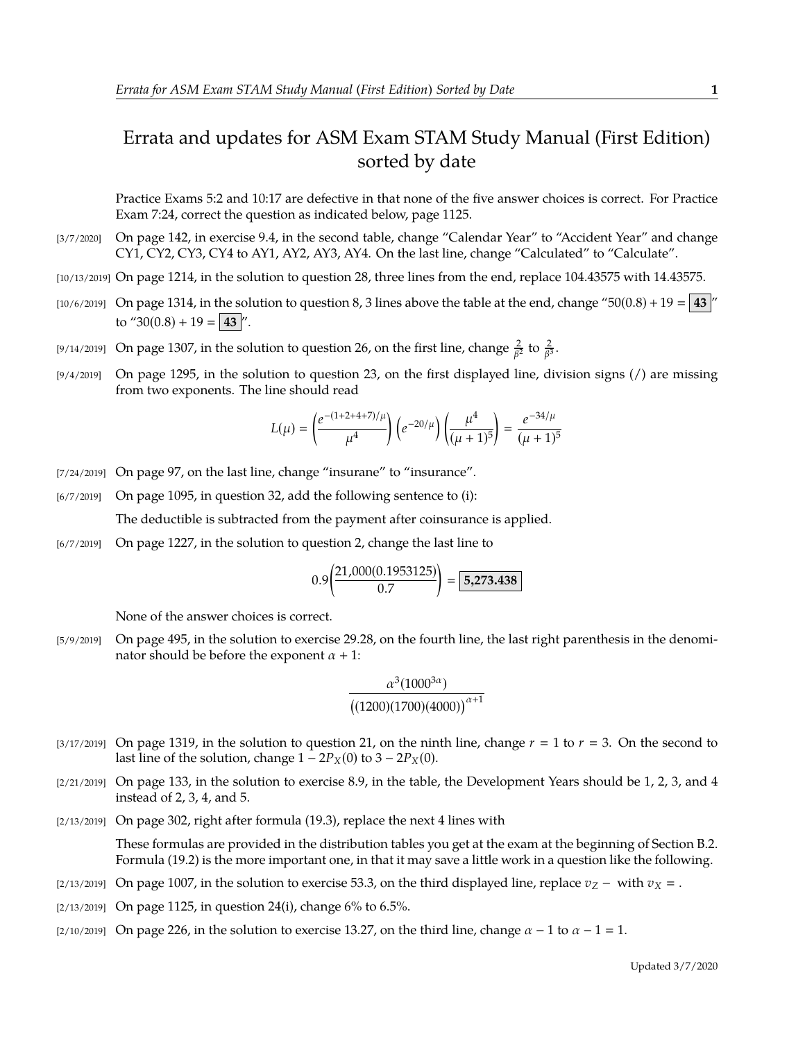# Errata and updates for ASM Exam STAM Study Manual (First Edition) sorted by date

Practice Exams 5:2 and 10:17 are defective in that none of the five answer choices is correct. For Practice Exam 7:24, correct the question as indicated below, page 1125.

[3/7/2020] On page 142, in exercise 9.4, in the second table, change "Calendar Year" to "Accident Year" and change CY1, CY2, CY3, CY4 to AY1, AY2, AY3, AY4. On the last line, change "Calculated" to "Calculate".

[10/13/2019] On page 1214, in the solution to question 28, three lines from the end, replace 104.43575 with 14.43575.

[10/6/2019] On page 1314, in the solution to question 8, 3 lines above the table at the end, change "$50(0.8) + 19 = \boxed{\mathbf{43}}$" to "$30(0.8) + 19 = \boxed{\mathbf{43}}$".

[9/14/2019] On page 1307, in the solution to question 26, on the first line, change $\frac{2}{\beta^2}$ to $\frac{2}{\beta^3}$.

[9/4/2019] On page 1295, in the solution to question 23, on the first displayed line, division signs (/) are missing from two exponents. The line should read

$$L(\mu) = \left(\frac{e^{-(1+2+4+7)/\mu}}{\mu^4}\right)\left(e^{-20/\mu}\right)\left(\frac{\mu^4}{(\mu+1)^5}\right) = \frac{e^{-34/\mu}}{(\mu+1)^5}$$

[7/24/2019] On page 97, on the last line, change "insurane" to "insurance".

[6/7/2019] On page 1095, in question 32, add the following sentence to (i):

The deductible is subtracted from the payment after coinsurance is applied.

[6/7/2019] On page 1227, in the solution to question 2, change the last line to

$$0.9\left(\frac{21{,}000(0.1953125)}{0.7}\right) = \boxed{\mathbf{5{,}273.438}}$$

None of the answer choices is correct.

[5/9/2019] On page 495, in the solution to exercise 29.28, on the fourth line, the last right parenthesis in the denominator should be before the exponent $\alpha + 1$:

$$\frac{\alpha^3(1000^{3\alpha})}{\big((1200)(1700)(4000)\big)^{\alpha+1}}$$

[3/17/2019] On page 1319, in the solution to question 21, on the ninth line, change $r = 1$ to $r = 3$. On the second to last line of the solution, change $1 - 2P_X(0)$ to $3 - 2P_X(0)$.

[2/21/2019] On page 133, in the solution to exercise 8.9, in the table, the Development Years should be 1, 2, 3, and 4 instead of 2, 3, 4, and 5.

[2/13/2019] On page 302, right after formula (19.3), replace the next 4 lines with

These formulas are provided in the distribution tables you get at the exam at the beginning of Section B.2. Formula (19.2) is the more important one, in that it may save a little work in a question like the following.

[2/13/2019] On page 1007, in the solution to exercise 53.3, on the third displayed line, replace $v_Z -$ with $v_X =$.

[2/13/2019] On page 1125, in question 24(i), change 6% to 6.5%.

[2/10/2019] On page 226, in the solution to exercise 13.27, on the third line, change $\alpha - 1$ to $\alpha - 1 = 1$.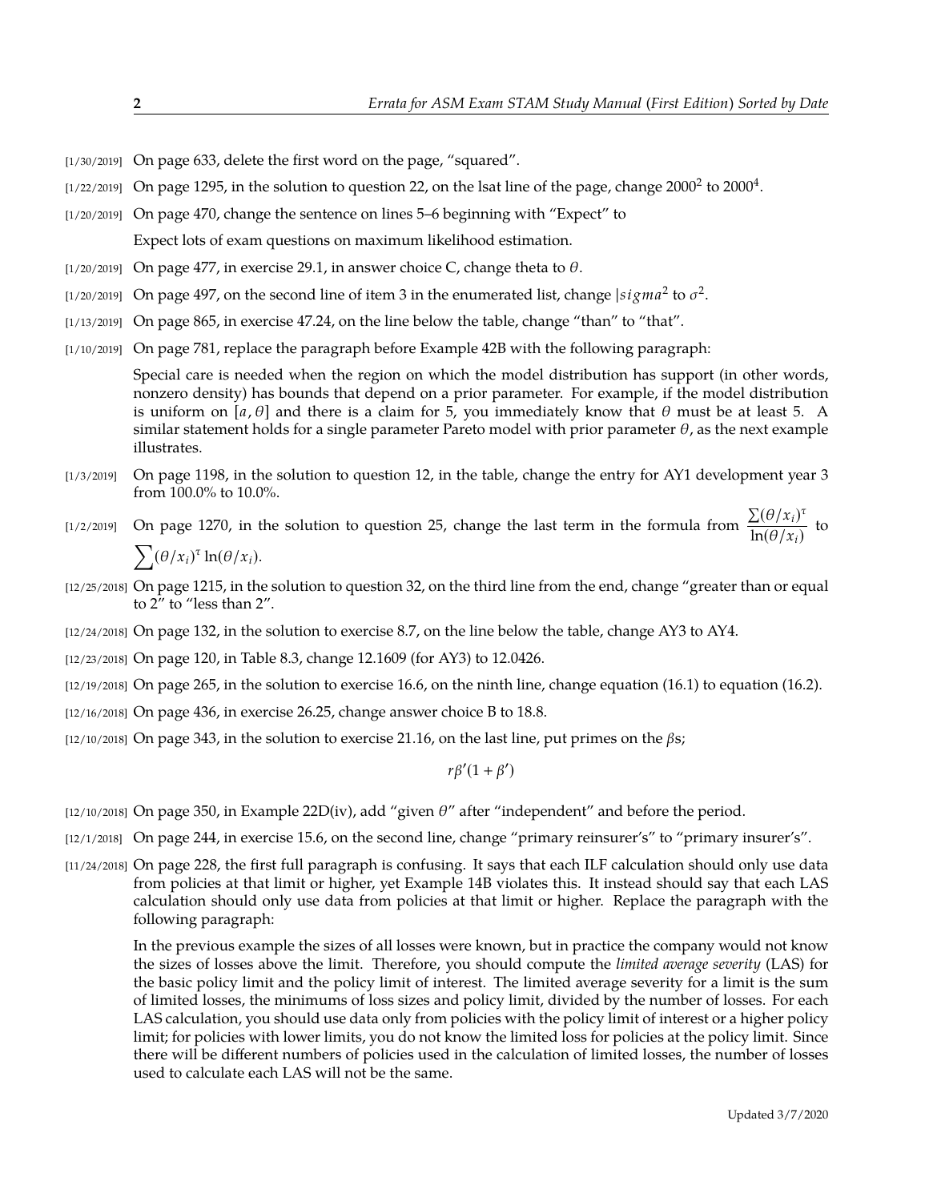[1/30/2019] On page 633, delete the first word on the page, "squared".

[1/22/2019] On page 1295, in the solution to question 22, on the lsat line of the page, change $2000^2$ to $2000^4$.

[1/20/2019] On page 470, change the sentence on lines 5–6 beginning with "Expect" to

Expect lots of exam questions on maximum likelihood estimation.

[1/20/2019] On page 477, in exercise 29.1, in answer choice C, change theta to $\theta$.

[1/20/2019] On page 497, on the second line of item 3 in the enumerated list, change $|sigma^2$ to $\sigma^2$.

[1/13/2019] On page 865, in exercise 47.24, on the line below the table, change "than" to "that".

[1/10/2019] On page 781, replace the paragraph before Example 42B with the following paragraph:

Special care is needed when the region on which the model distribution has support (in other words, nonzero density) has bounds that depend on a prior parameter. For example, if the model distribution is uniform on $[a, \theta]$ and there is a claim for 5, you immediately know that $\theta$ must be at least 5. A similar statement holds for a single parameter Pareto model with prior parameter $\theta$, as the next example illustrates.

[1/3/2019] On page 1198, in the solution to question 12, in the table, change the entry for AY1 development year 3 from 100.0% to 10.0%.

[1/2/2019] On page 1270, in the solution to question 25, change the last term in the formula from $\dfrac{\sum(\theta/x_i)^\tau}{\ln(\theta/x_i)}$ to $\sum(\theta/x_i)^\tau \ln(\theta/x_i)$.

[12/25/2018] On page 1215, in the solution to question 32, on the third line from the end, change "greater than or equal to 2" to "less than 2".

[12/24/2018] On page 132, in the solution to exercise 8.7, on the line below the table, change AY3 to AY4.

[12/23/2018] On page 120, in Table 8.3, change 12.1609 (for AY3) to 12.0426.

[12/19/2018] On page 265, in the solution to exercise 16.6, on the ninth line, change equation (16.1) to equation (16.2).

[12/16/2018] On page 436, in exercise 26.25, change answer choice B to 18.8.

[12/10/2018] On page 343, in the solution to exercise 21.16, on the last line, put primes on the $\beta$s;

$$r\beta'(1+\beta')$$

[12/10/2018] On page 350, in Example 22D(iv), add "given $\theta$" after "independent" and before the period.

[12/1/2018] On page 244, in exercise 15.6, on the second line, change "primary reinsurer's" to "primary insurer's".

[11/24/2018] On page 228, the first full paragraph is confusing. It says that each ILF calculation should only use data from policies at that limit or higher, yet Example 14B violates this. It instead should say that each LAS calculation should only use data from policies at that limit or higher. Replace the paragraph with the following paragraph:

In the previous example the sizes of all losses were known, but in practice the company would not know the sizes of losses above the limit. Therefore, you should compute the *limited average severity* (LAS) for the basic policy limit and the policy limit of interest. The limited average severity for a limit is the sum of limited losses, the minimums of loss sizes and policy limit, divided by the number of losses. For each LAS calculation, you should use data only from policies with the policy limit of interest or a higher policy limit; for policies with lower limits, you do not know the limited loss for policies at the policy limit. Since there will be different numbers of policies used in the calculation of limited losses, the number of losses used to calculate each LAS will not be the same.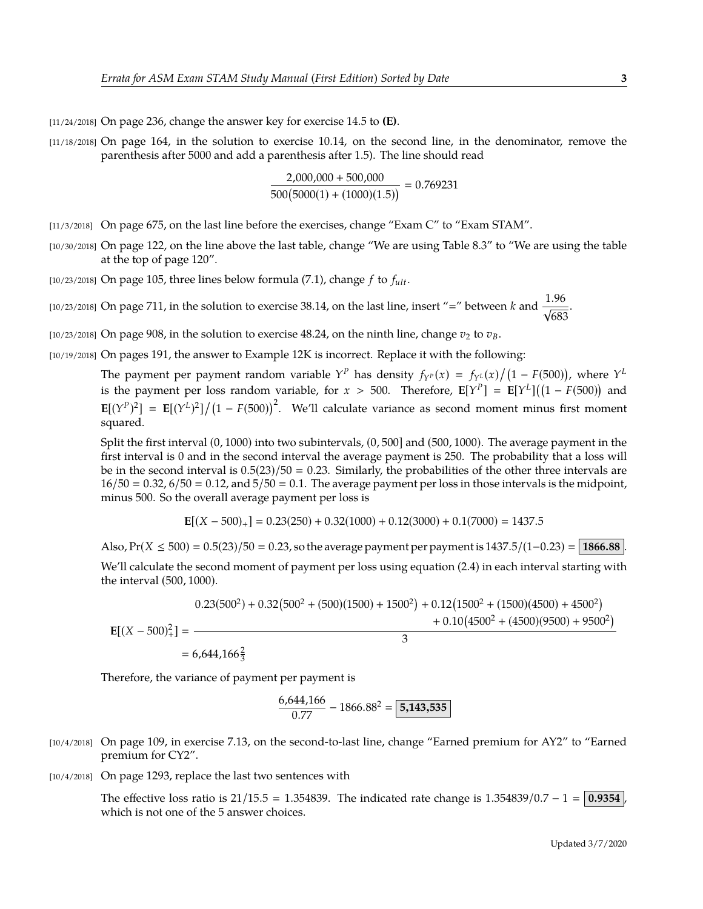[11/24/2018] On page 236, change the answer key for exercise 14.5 to **(E)**.

[11/18/2018] On page 164, in the solution to exercise 10.14, on the second line, in the denominator, remove the parenthesis after 5000 and add a parenthesis after 1.5). The line should read

$$\frac{2{,}000{,}000 + 500{,}000}{500\big(5000(1) + (1000)(1.5)\big)} = 0.769231$$

[11/3/2018] On page 675, on the last line before the exercises, change "Exam C" to "Exam STAM".

[10/30/2018] On page 122, on the line above the last table, change "We are using Table 8.3" to "We are using the table at the top of page 120".

[10/23/2018] On page 105, three lines below formula (7.1), change $f$ to $f_{ult}$.

[10/23/2018] On page 711, in the solution to exercise 38.14, on the last line, insert "=" between $k$ and $\dfrac{1.96}{\sqrt{683}}$.

[10/23/2018] On page 908, in the solution to exercise 48.24, on the ninth line, change $v_2$ to $v_B$.

[10/19/2018] On pages 191, the answer to Example 12K is incorrect. Replace it with the following:

The payment per payment random variable $Y^P$ has density $f_{Y^P}(x) = f_{Y^L}(x)/\big(1 - F(500)\big)$, where $Y^L$ is the payment per loss random variable, for $x > 500$. Therefore, $\mathbf{E}[Y^P] = \mathbf{E}[Y^L]\big(\big(1 - F(500)\big)$ and $\mathbf{E}[(Y^P)^2] = \mathbf{E}[(Y^L)^2]/\big(1 - F(500)\big)^2$. We'll calculate variance as second moment minus first moment squared.

Split the first interval $(0, 1000)$ into two subintervals, $(0, 500]$ and $(500, 1000)$. The average payment in the first interval is 0 and in the second interval the average payment is 250. The probability that a loss will be in the second interval is $0.5(23)/50 = 0.23$. Similarly, the probabilities of the other three intervals are $16/50 = 0.32$, $6/50 = 0.12$, and $5/50 = 0.1$. The average payment per loss in those intervals is the midpoint, minus 500. So the overall average payment per loss is

$$\mathbf{E}[(X - 500)_+] = 0.23(250) + 0.32(1000) + 0.12(3000) + 0.1(7000) = 1437.5$$

Also, $\Pr(X \le 500) = 0.5(23)/50 = 0.23$, so the average payment per payment is $1437.5/(1-0.23) = \boxed{1866.88}$.

We'll calculate the second moment of payment per loss using equation (2.4) in each interval starting with the interval $(500, 1000)$.

$$\begin{aligned}\mathbf{E}[(X - 500)_+^2] &= \frac{\begin{aligned}0.23(500^2) + 0.32\big(500^2 + (500)(1500) + 1500^2\big) + 0.12\big(1500^2 + (1500)(4500) + 4500^2\big)\\ + 0.10\big(4500^2 + (4500)(9500) + 9500^2\big)\end{aligned}}{3}\\ &= 6{,}644{,}166\tfrac{2}{3}\end{aligned}$$

Therefore, the variance of payment per payment is

$$\frac{6{,}644{,}166}{0.77} - 1866.88^2 = \boxed{5{,}143{,}535}$$

[10/4/2018] On page 109, in exercise 7.13, on the second-to-last line, change "Earned premium for AY2" to "Earned premium for CY2".

[10/4/2018] On page 1293, replace the last two sentences with

The effective loss ratio is $21/15.5 = 1.354839$. The indicated rate change is $1.354839/0.7 - 1 = \boxed{0.9354}$, which is not one of the 5 answer choices.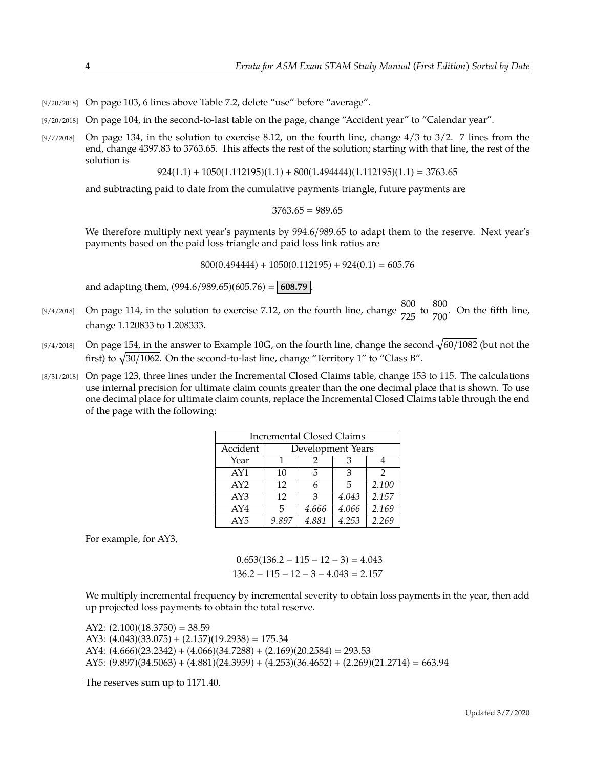[9/20/2018] On page 103, 6 lines above Table 7.2, delete "use" before "average".

[9/20/2018] On page 104, in the second-to-last table on the page, change "Accident year" to "Calendar year".

[9/7/2018] On page 134, in the solution to exercise 8.12, on the fourth line, change 4/3 to 3/2. 7 lines from the end, change 4397.83 to 3763.65. This affects the rest of the solution; starting with that line, the rest of the solution is

$$924(1.1) + 1050(1.112195)(1.1) + 800(1.494444)(1.112195)(1.1) = 3763.65$$

and subtracting paid to date from the cumulative payments triangle, future payments are

$$3763.65 = 989.65$$

We therefore multiply next year's payments by 994.6/989.65 to adapt them to the reserve. Next year's payments based on the paid loss triangle and paid loss link ratios are

$$800(0.494444) + 1050(0.112195) + 924(0.1) = 605.76$$

and adapting them, $(994.6/989.65)(605.76) = \boxed{\mathbf{608.79}}$.

[9/4/2018] On page 114, in the solution to exercise 7.12, on the fourth line, change $\frac{800}{725}$ to $\frac{800}{700}$. On the fifth line, change 1.120833 to 1.208333.

[9/4/2018] On page 154, in the answer to Example 10G, on the fourth line, change the second $\sqrt{60/1082}$ (but not the first) to $\sqrt{30/1062}$. On the second-to-last line, change "Territory 1" to "Class B".

[8/31/2018] On page 123, three lines under the Incremental Closed Claims table, change 153 to 115. The calculations use internal precision for ultimate claim counts greater than the one decimal place that is shown. To use one decimal place for ultimate claim counts, replace the Incremental Closed Claims table through the end of the page with the following:

| Incremental Closed Claims | | | | |
|---|---|---|---|---|
| Accident | Development Years | | | |
| Year | 1 | 2 | 3 | 4 |
| AY1 | 10 | 5 | 3 | 2 |
| AY2 | 12 | 6 | 5 | *2.100* |
| AY3 | 12 | 3 | *4.043* | *2.157* |
| AY4 | 5 | *4.666* | *4.066* | *2.169* |
| AY5 | *9.897* | *4.881* | *4.253* | *2.269* |

For example, for AY3,

$$0.653(136.2 - 115 - 12 - 3) = 4.043$$
$$136.2 - 115 - 12 - 3 - 4.043 = 2.157$$

We multiply incremental frequency by incremental severity to obtain loss payments in the year, then add up projected loss payments to obtain the total reserve.

AY2: $(2.100)(18.3750) = 38.59$
AY3: $(4.043)(33.075) + (2.157)(19.2938) = 175.34$
AY4: $(4.666)(23.2342) + (4.066)(34.7288) + (2.169)(20.2584) = 293.53$
AY5: $(9.897)(34.5063) + (4.881)(24.3959) + (4.253)(36.4652) + (2.269)(21.2714) = 663.94$

The reserves sum up to 1171.40.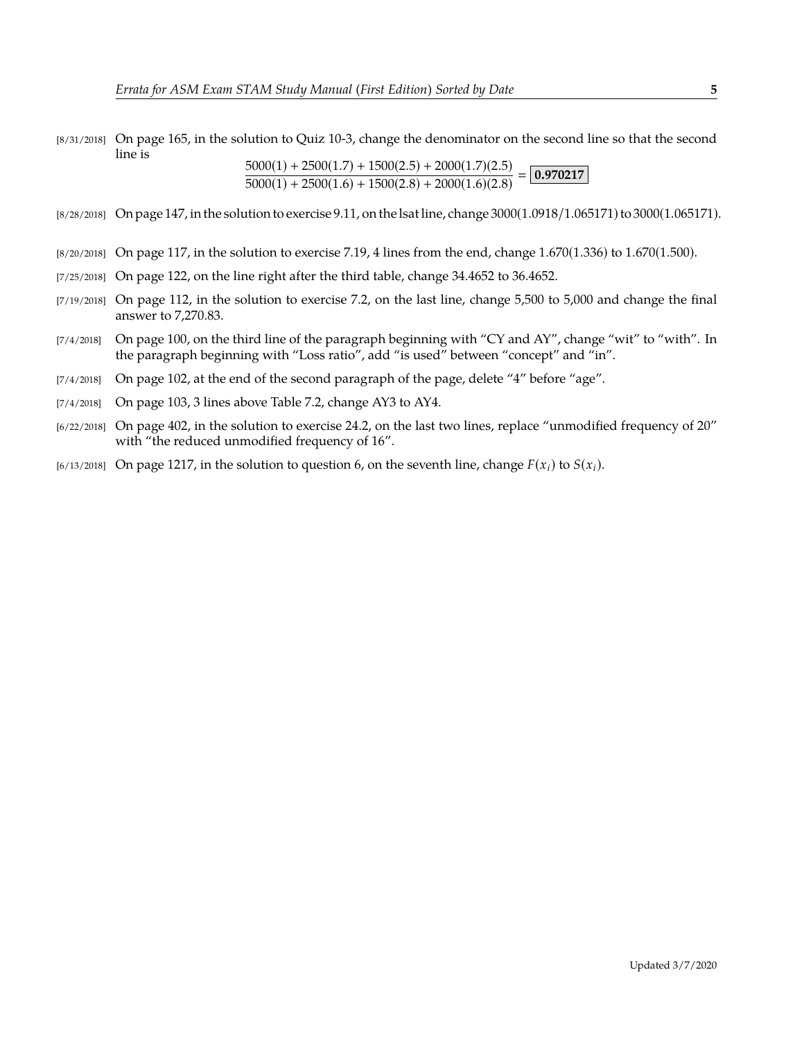[8/31/2018] On page 165, in the solution to Quiz 10-3, change the denominator on the second line so that the second line is

$$\frac{5000(1) + 2500(1.7) + 1500(2.5) + 2000(1.7)(2.5)}{5000(1) + 2500(1.6) + 1500(2.8) + 2000(1.6)(2.8)} = \boxed{\mathbf{0.970217}}$$

[8/28/2018] On page 147, in the solution to exercise 9.11, on the lsat line, change 3000(1.0918/1.065171) to 3000(1.065171).

[8/20/2018] On page 117, in the solution to exercise 7.19, 4 lines from the end, change 1.670(1.336) to 1.670(1.500).

[7/25/2018] On page 122, on the line right after the third table, change 34.4652 to 36.4652.

[7/19/2018] On page 112, in the solution to exercise 7.2, on the last line, change 5,500 to 5,000 and change the final answer to 7,270.83.

[7/4/2018] On page 100, on the third line of the paragraph beginning with "CY and AY", change "wit" to "with". In the paragraph beginning with "Loss ratio", add "is used" between "concept" and "in".

[7/4/2018] On page 102, at the end of the second paragraph of the page, delete "4" before "age".

[7/4/2018] On page 103, 3 lines above Table 7.2, change AY3 to AY4.

[6/22/2018] On page 402, in the solution to exercise 24.2, on the last two lines, replace "unmodified frequency of 20" with "the reduced unmodified frequency of 16".

[6/13/2018] On page 1217, in the solution to question 6, on the seventh line, change $F(x_i)$ to $S(x_i)$.